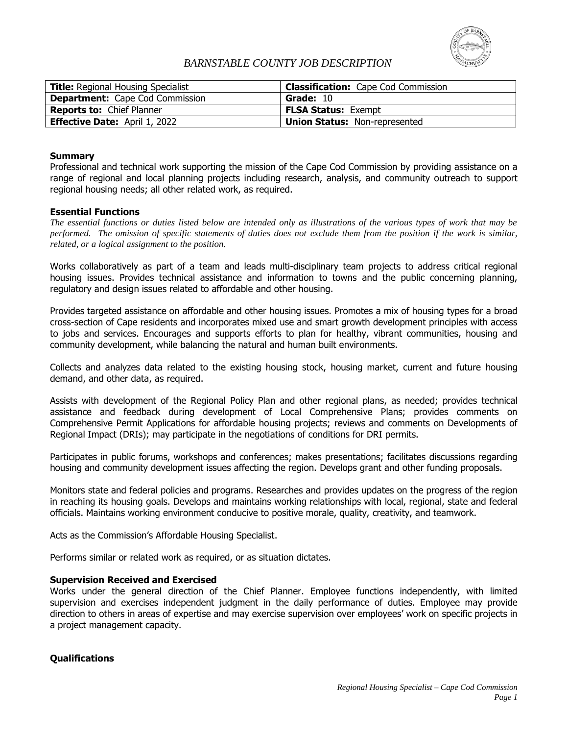*BARNSTABLE COUNTY JOB DESCRIPTION*

| **Title:** Regional Housing Specialist | **Classification:** Cape Cod Commission |
|---|---|
| **Department:** Cape Cod Commission | **Grade:** 10 |
| **Reports to:** Chief Planner | **FLSA Status:** Exempt |
| **Effective Date:** April 1, 2022 | **Union Status:** Non-represented |

**Summary**

Professional and technical work supporting the mission of the Cape Cod Commission by providing assistance on a range of regional and local planning projects including research, analysis, and community outreach to support regional housing needs; all other related work, as required.

**Essential Functions**

*The essential functions or duties listed below are intended only as illustrations of the various types of work that may be performed. The omission of specific statements of duties does not exclude them from the position if the work is similar, related, or a logical assignment to the position.*

Works collaboratively as part of a team and leads multi-disciplinary team projects to address critical regional housing issues. Provides technical assistance and information to towns and the public concerning planning, regulatory and design issues related to affordable and other housing.

Provides targeted assistance on affordable and other housing issues. Promotes a mix of housing types for a broad cross-section of Cape residents and incorporates mixed use and smart growth development principles with access to jobs and services. Encourages and supports efforts to plan for healthy, vibrant communities, housing and community development, while balancing the natural and human built environments.

Collects and analyzes data related to the existing housing stock, housing market, current and future housing demand, and other data, as required.

Assists with development of the Regional Policy Plan and other regional plans, as needed; provides technical assistance and feedback during development of Local Comprehensive Plans; provides comments on Comprehensive Permit Applications for affordable housing projects; reviews and comments on Developments of Regional Impact (DRIs); may participate in the negotiations of conditions for DRI permits.

Participates in public forums, workshops and conferences; makes presentations; facilitates discussions regarding housing and community development issues affecting the region. Develops grant and other funding proposals.

Monitors state and federal policies and programs. Researches and provides updates on the progress of the region in reaching its housing goals. Develops and maintains working relationships with local, regional, state and federal officials. Maintains working environment conducive to positive morale, quality, creativity, and teamwork.

Acts as the Commission's Affordable Housing Specialist.

Performs similar or related work as required, or as situation dictates.

**Supervision Received and Exercised**

Works under the general direction of the Chief Planner. Employee functions independently, with limited supervision and exercises independent judgment in the daily performance of duties. Employee may provide direction to others in areas of expertise and may exercise supervision over employees' work on specific projects in a project management capacity.

**Qualifications**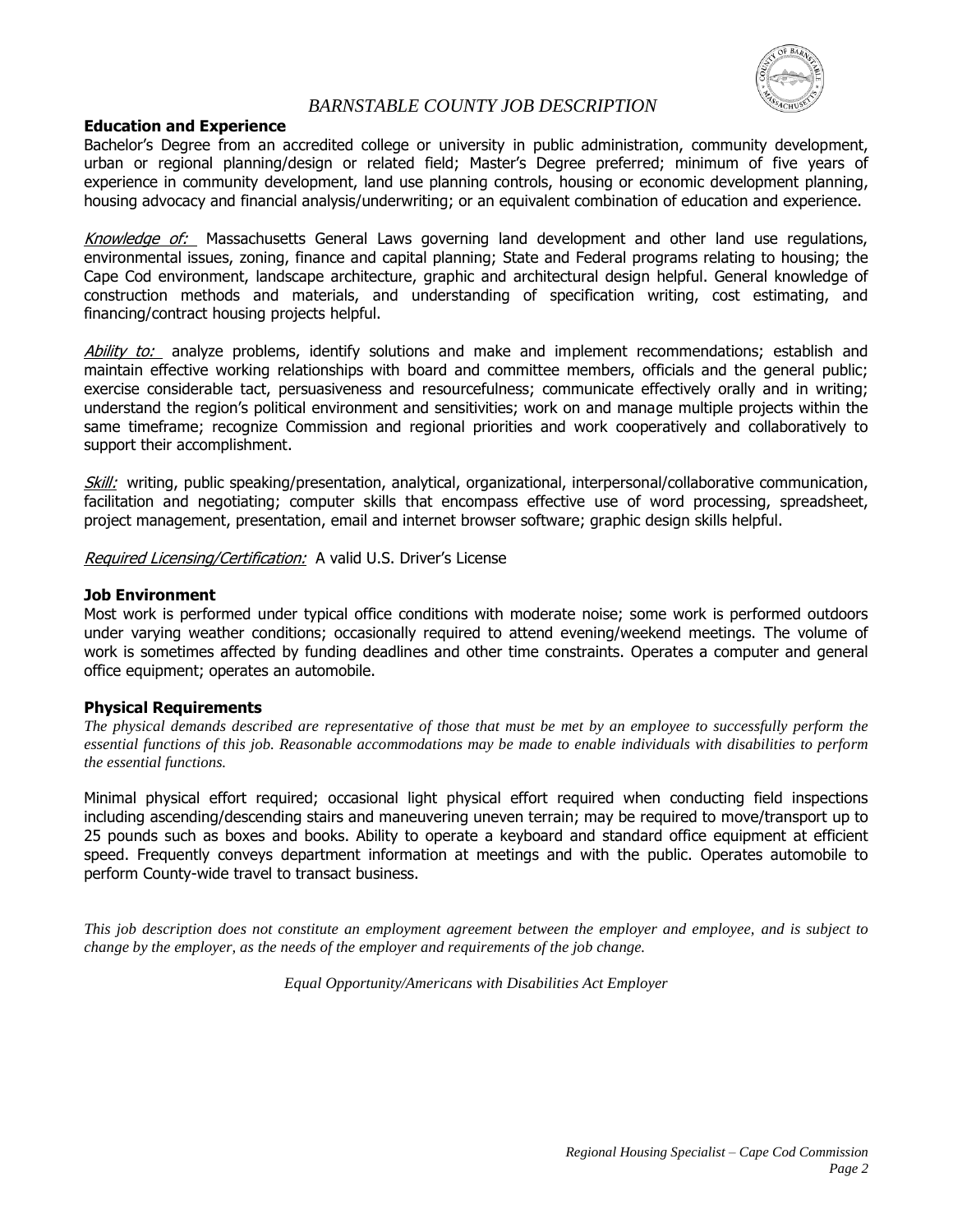### Education and Experience

Bachelor's Degree from an accredited college or university in public administration, community development, urban or regional planning/design or related field; Master's Degree preferred; minimum of five years of experience in community development, land use planning controls, housing or economic development planning, housing advocacy and financial analysis/underwriting; or an equivalent combination of education and experience.

*Knowledge of:* Massachusetts General Laws governing land development and other land use regulations, environmental issues, zoning, finance and capital planning; State and Federal programs relating to housing; the Cape Cod environment, landscape architecture, graphic and architectural design helpful. General knowledge of construction methods and materials, and understanding of specification writing, cost estimating, and financing/contract housing projects helpful.

*Ability to:* analyze problems, identify solutions and make and implement recommendations; establish and maintain effective working relationships with board and committee members, officials and the general public; exercise considerable tact, persuasiveness and resourcefulness; communicate effectively orally and in writing; understand the region's political environment and sensitivities; work on and manage multiple projects within the same timeframe; recognize Commission and regional priorities and work cooperatively and collaboratively to support their accomplishment.

*Skill:* writing, public speaking/presentation, analytical, organizational, interpersonal/collaborative communication, facilitation and negotiating; computer skills that encompass effective use of word processing, spreadsheet, project management, presentation, email and internet browser software; graphic design skills helpful.

*Required Licensing/Certification:* A valid U.S. Driver's License

### Job Environment

Most work is performed under typical office conditions with moderate noise; some work is performed outdoors under varying weather conditions; occasionally required to attend evening/weekend meetings. The volume of work is sometimes affected by funding deadlines and other time constraints. Operates a computer and general office equipment; operates an automobile.

### Physical Requirements

*The physical demands described are representative of those that must be met by an employee to successfully perform the essential functions of this job. Reasonable accommodations may be made to enable individuals with disabilities to perform the essential functions.*

Minimal physical effort required; occasional light physical effort required when conducting field inspections including ascending/descending stairs and maneuvering uneven terrain; may be required to move/transport up to 25 pounds such as boxes and books. Ability to operate a keyboard and standard office equipment at efficient speed. Frequently conveys department information at meetings and with the public. Operates automobile to perform County-wide travel to transact business.

*This job description does not constitute an employment agreement between the employer and employee, and is subject to change by the employer, as the needs of the employer and requirements of the job change.*

*Equal Opportunity/Americans with Disabilities Act Employer*